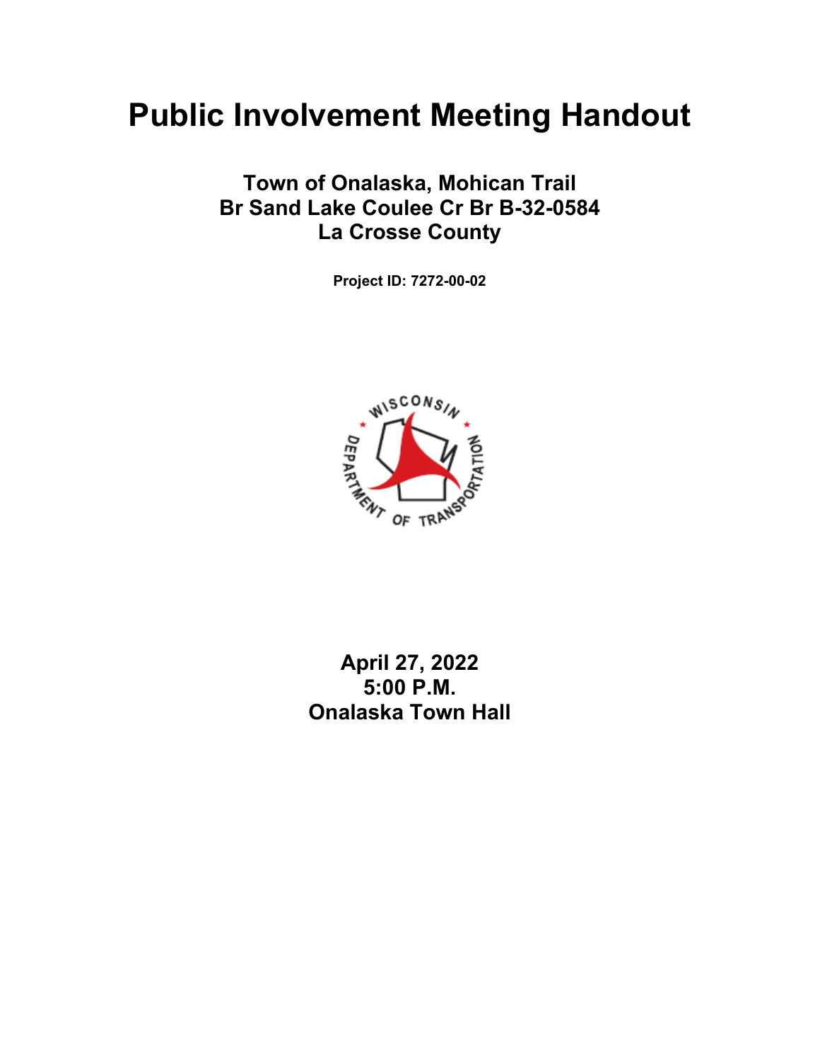# Public Involvement Meeting Handout

## Town of Onalaska, Mohican Trail
## Br Sand Lake Coulee Cr Br B-32-0584
## La Crosse County

**Project ID: 7272-00-02**

**April 27, 2022**
**5:00 P.M.**
**Onalaska Town Hall**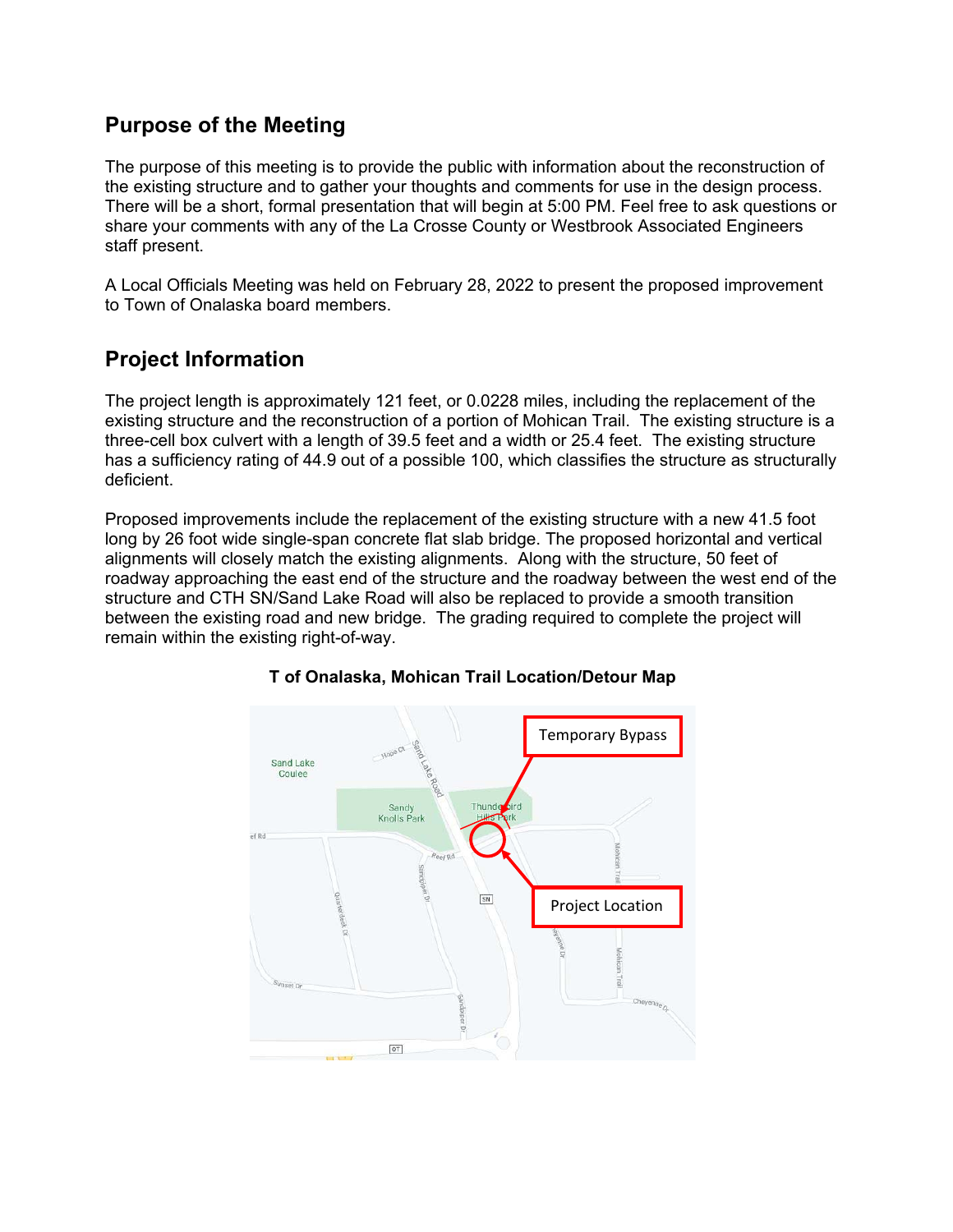## Purpose of the Meeting

The purpose of this meeting is to provide the public with information about the reconstruction of the existing structure and to gather your thoughts and comments for use in the design process. There will be a short, formal presentation that will begin at 5:00 PM. Feel free to ask questions or share your comments with any of the La Crosse County or Westbrook Associated Engineers staff present.

A Local Officials Meeting was held on February 28, 2022 to present the proposed improvement to Town of Onalaska board members.

## Project Information

The project length is approximately 121 feet, or 0.0228 miles, including the replacement of the existing structure and the reconstruction of a portion of Mohican Trail. The existing structure is a three-cell box culvert with a length of 39.5 feet and a width or 25.4 feet. The existing structure has a sufficiency rating of 44.9 out of a possible 100, which classifies the structure as structurally deficient.

Proposed improvements include the replacement of the existing structure with a new 41.5 foot long by 26 foot wide single-span concrete flat slab bridge. The proposed horizontal and vertical alignments will closely match the existing alignments. Along with the structure, 50 feet of roadway approaching the east end of the structure and the roadway between the west end of the structure and CTH SN/Sand Lake Road will also be replaced to provide a smooth transition between the existing road and new bridge. The grading required to complete the project will remain within the existing right-of-way.

**T of Onalaska, Mohican Trail Location/Detour Map**

Temporary Bypass

Project Location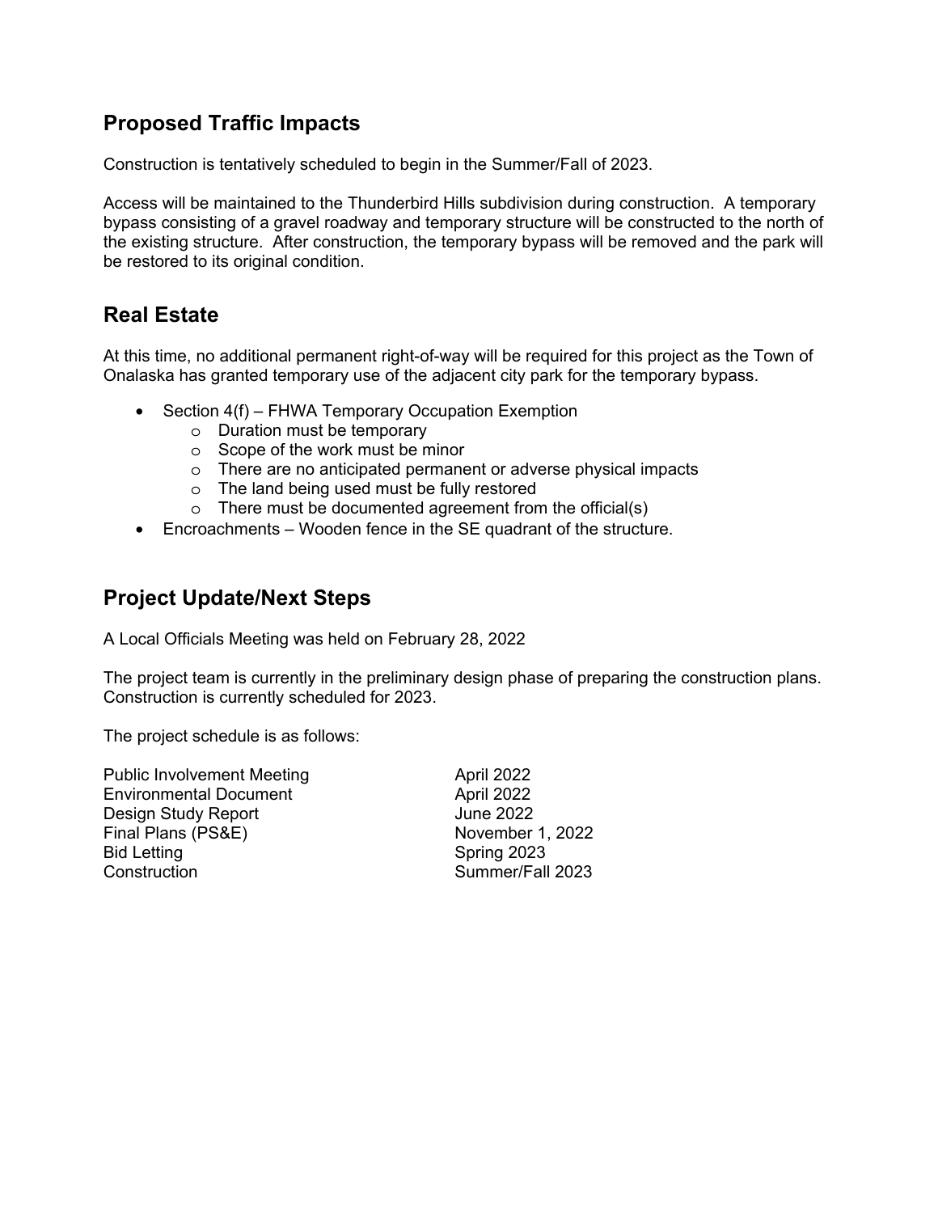## Proposed Traffic Impacts

Construction is tentatively scheduled to begin in the Summer/Fall of 2023.

Access will be maintained to the Thunderbird Hills subdivision during construction. A temporary bypass consisting of a gravel roadway and temporary structure will be constructed to the north of the existing structure. After construction, the temporary bypass will be removed and the park will be restored to its original condition.

## Real Estate

At this time, no additional permanent right-of-way will be required for this project as the Town of Onalaska has granted temporary use of the adjacent city park for the temporary bypass.

- Section 4(f) – FHWA Temporary Occupation Exemption
  - Duration must be temporary
  - Scope of the work must be minor
  - There are no anticipated permanent or adverse physical impacts
  - The land being used must be fully restored
  - There must be documented agreement from the official(s)
- Encroachments – Wooden fence in the SE quadrant of the structure.

## Project Update/Next Steps

A Local Officials Meeting was held on February 28, 2022

The project team is currently in the preliminary design phase of preparing the construction plans. Construction is currently scheduled for 2023.

The project schedule is as follows:

| | |
|---|---|
| Public Involvement Meeting | April 2022 |
| Environmental Document | April 2022 |
| Design Study Report | June 2022 |
| Final Plans (PS&E) | November 1, 2022 |
| Bid Letting | Spring 2023 |
| Construction | Summer/Fall 2023 |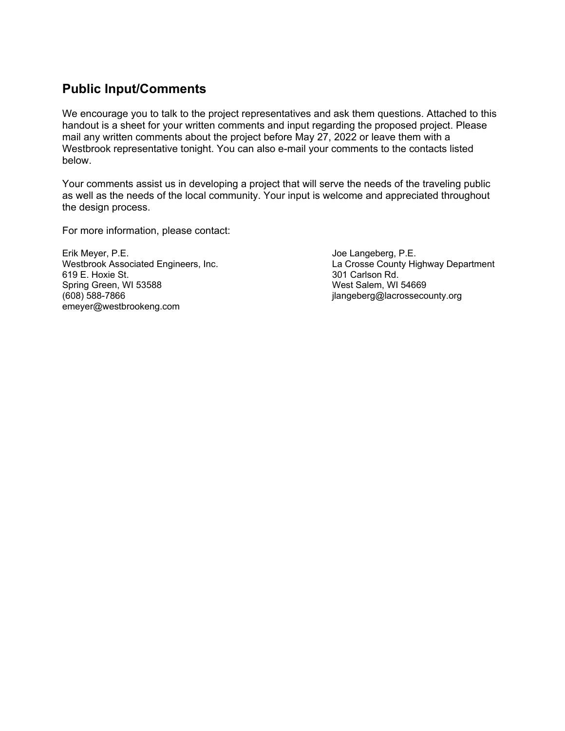## Public Input/Comments

We encourage you to talk to the project representatives and ask them questions. Attached to this handout is a sheet for your written comments and input regarding the proposed project. Please mail any written comments about the project before May 27, 2022 or leave them with a Westbrook representative tonight. You can also e-mail your comments to the contacts listed below.

Your comments assist us in developing a project that will serve the needs of the traveling public as well as the needs of the local community. Your input is welcome and appreciated throughout the design process.

For more information, please contact:

Erik Meyer, P.E.
Westbrook Associated Engineers, Inc.
619 E. Hoxie St.
Spring Green, WI 53588
(608) 588-7866
emeyer@westbrookeng.com

Joe Langeberg, P.E.
La Crosse County Highway Department
301 Carlson Rd.
West Salem, WI 54669
jlangeberg@lacrossecounty.org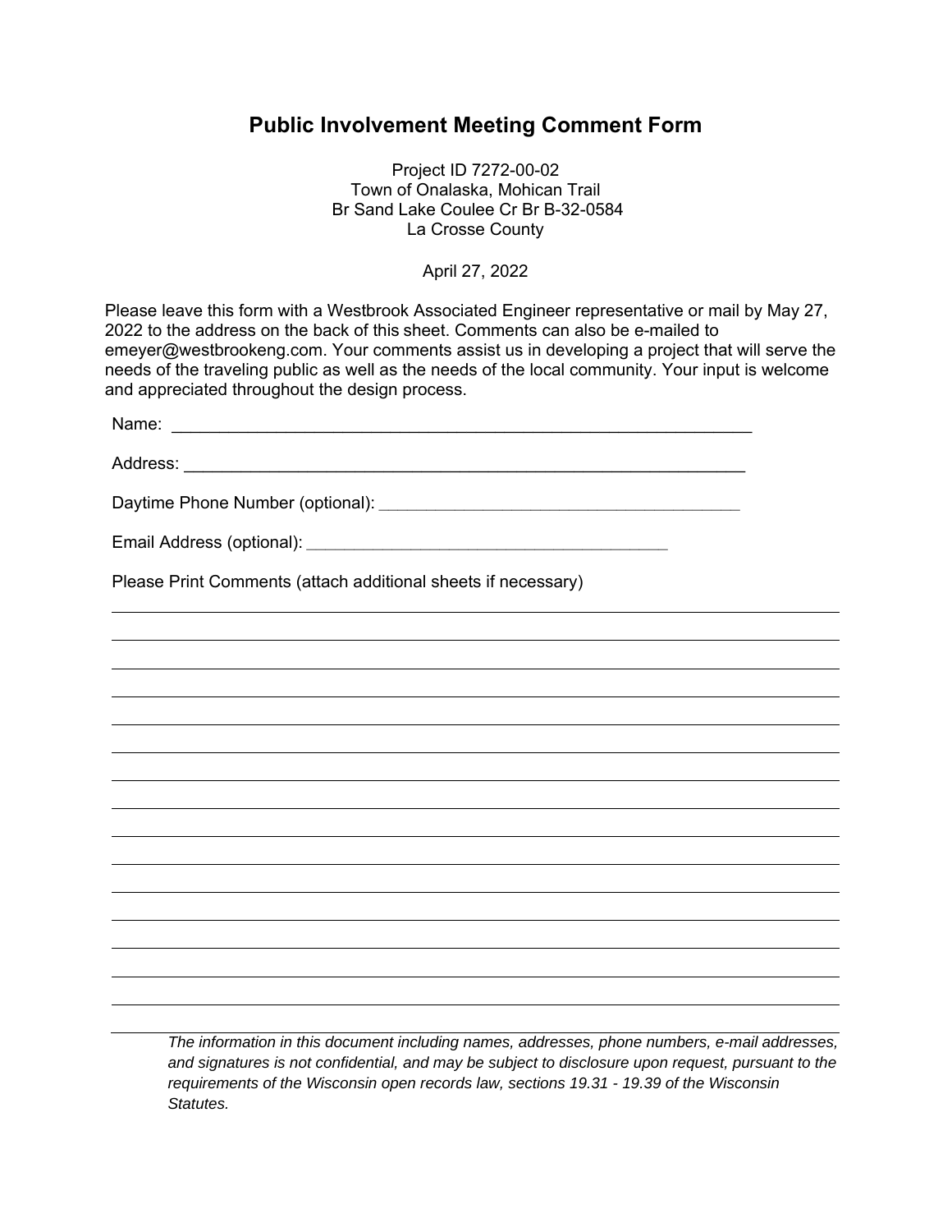# Public Involvement Meeting Comment Form

Project ID 7272-00-02
Town of Onalaska, Mohican Trail
Br Sand Lake Coulee Cr Br B-32-0584
La Crosse County

April 27, 2022

Please leave this form with a Westbrook Associated Engineer representative or mail by May 27, 2022 to the address on the back of this sheet. Comments can also be e-mailed to emeyer@westbrookeng.com. Your comments assist us in developing a project that will serve the needs of the traveling public as well as the needs of the local community. Your input is welcome and appreciated throughout the design process.

Name: ______________________________________________________________

Address: ____________________________________________________________

Daytime Phone Number (optional): _______________________________________

Email Address (optional): _______________________________________

Please Print Comments (attach additional sheets if necessary)

_______________________________________________________________________________

_______________________________________________________________________________

_______________________________________________________________________________

_______________________________________________________________________________

_______________________________________________________________________________

_______________________________________________________________________________

_______________________________________________________________________________

_______________________________________________________________________________

_______________________________________________________________________________

_______________________________________________________________________________

_______________________________________________________________________________

_______________________________________________________________________________

_______________________________________________________________________________

_______________________________________________________________________________

_______________________________________________________________________________

_______________________________________________________________________________

*The information in this document including names, addresses, phone numbers, e-mail addresses, and signatures is not confidential, and may be subject to disclosure upon request, pursuant to the requirements of the Wisconsin open records law, sections 19.31 - 19.39 of the Wisconsin Statutes.*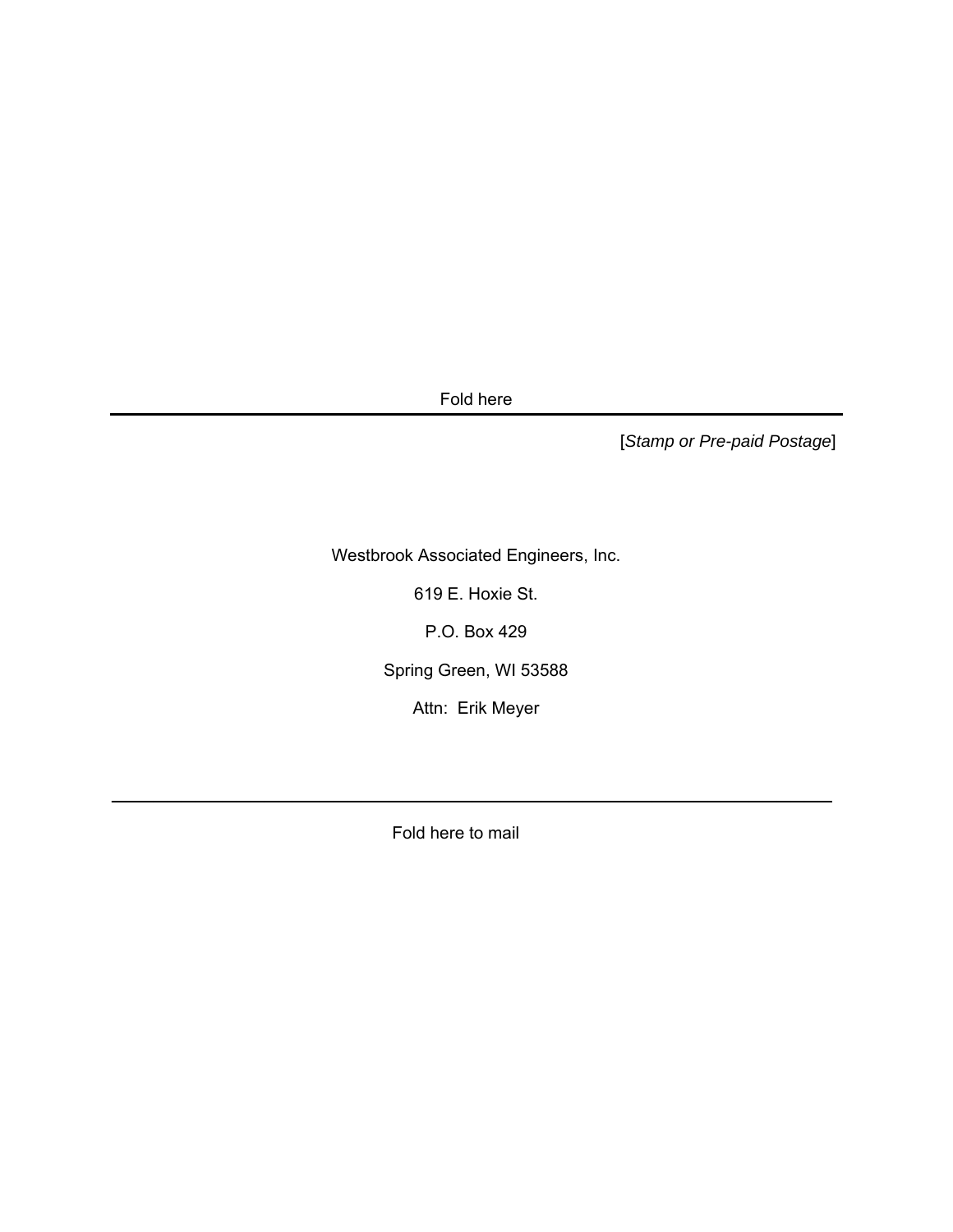Fold here

---

[*Stamp or Pre-paid Postage*]

Westbrook Associated Engineers, Inc.

619 E. Hoxie St.

P.O. Box 429

Spring Green, WI 53588

Attn: Erik Meyer

---

Fold here to mail